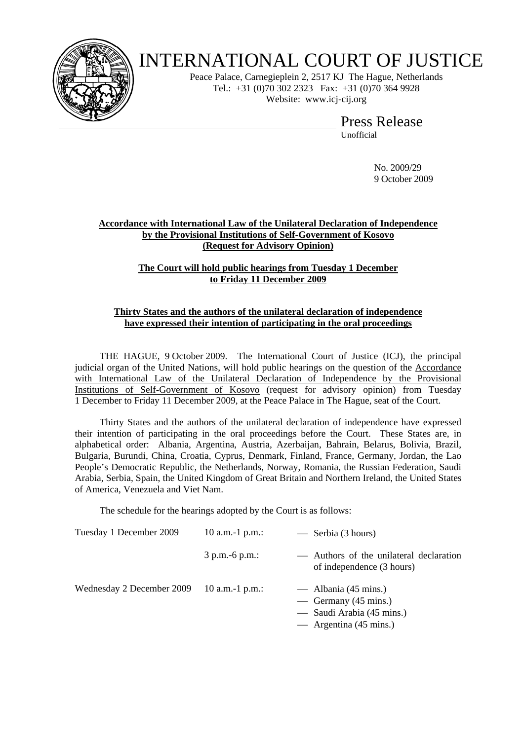# INTERNATIONAL COURT OF JUSTICE

Peace Palace, Carnegieplein 2, 2517 KJ The Hague, Netherlands
Tel.: +31 (0)70 302 2323 Fax: +31 (0)70 364 9928
Website: www.icj-cij.org

## Press Release

Unofficial

No. 2009/29
9 October 2009

**Accordance with International Law of the Unilateral Declaration of Independence by the Provisional Institutions of Self-Government of Kosovo (Request for Advisory Opinion)**

**The Court will hold public hearings from Tuesday 1 December to Friday 11 December 2009**

**Thirty States and the authors of the unilateral declaration of independence have expressed their intention of participating in the oral proceedings**

THE HAGUE, 9 October 2009. The International Court of Justice (ICJ), the principal judicial organ of the United Nations, will hold public hearings on the question of the Accordance with International Law of the Unilateral Declaration of Independence by the Provisional Institutions of Self-Government of Kosovo (request for advisory opinion) from Tuesday 1 December to Friday 11 December 2009, at the Peace Palace in The Hague, seat of the Court.

Thirty States and the authors of the unilateral declaration of independence have expressed their intention of participating in the oral proceedings before the Court. These States are, in alphabetical order: Albania, Argentina, Austria, Azerbaijan, Bahrain, Belarus, Bolivia, Brazil, Bulgaria, Burundi, China, Croatia, Cyprus, Denmark, Finland, France, Germany, Jordan, the Lao People's Democratic Republic, the Netherlands, Norway, Romania, the Russian Federation, Saudi Arabia, Serbia, Spain, the United Kingdom of Great Britain and Northern Ireland, the United States of America, Venezuela and Viet Nam.

The schedule for the hearings adopted by the Court is as follows:

| | | |
|---|---|---|
| Tuesday 1 December 2009 | 10 a.m.-1 p.m.: | — Serbia (3 hours) |
| | 3 p.m.-6 p.m.: | — Authors of the unilateral declaration of independence (3 hours) |
| Wednesday 2 December 2009 | 10 a.m.-1 p.m.: | — Albania (45 mins.)<br>— Germany (45 mins.)<br>— Saudi Arabia (45 mins.)<br>— Argentina (45 mins.) |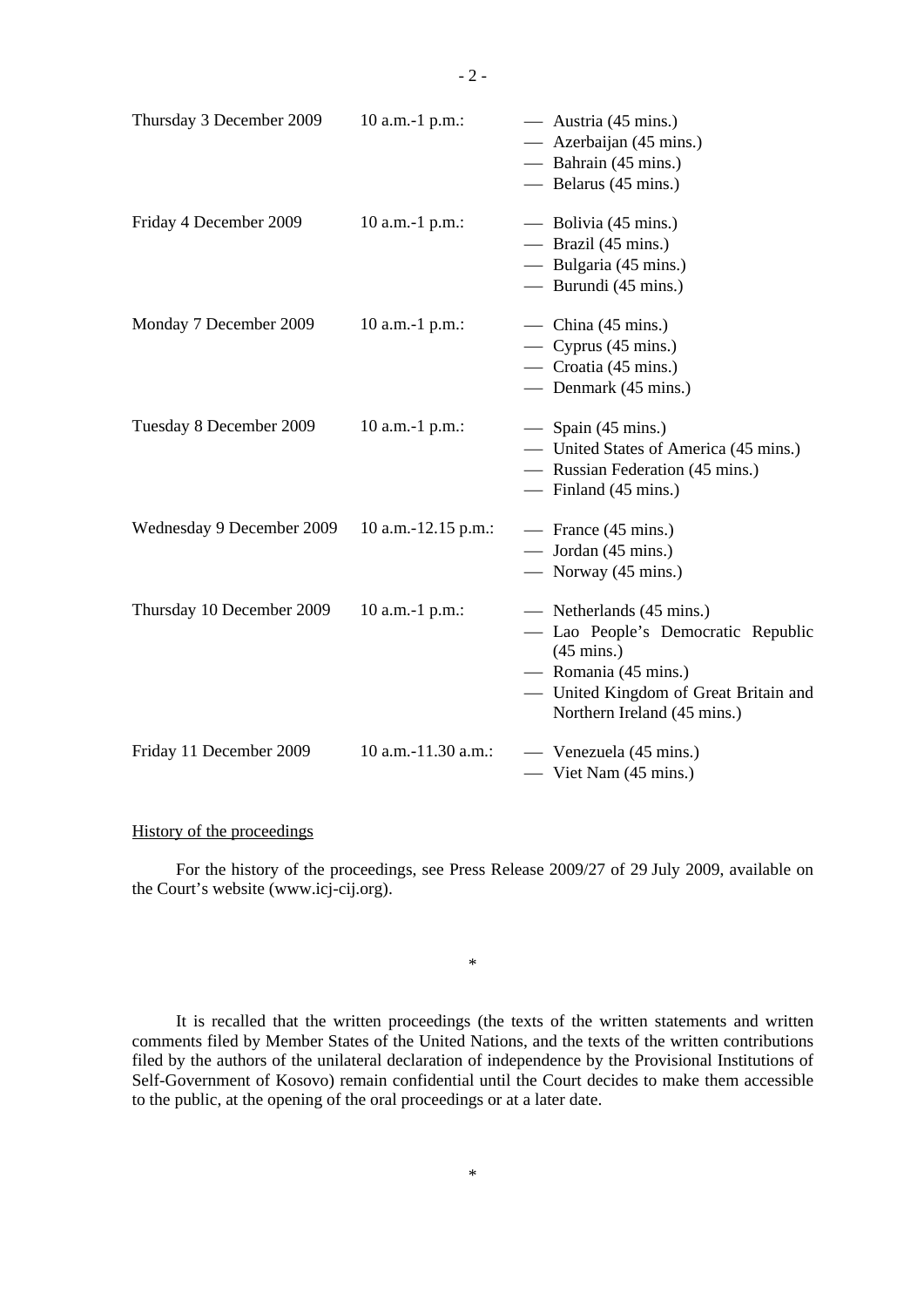| | | |
|---|---|---|
| Thursday 3 December 2009 | 10 a.m.-1 p.m.: | — Austria (45 mins.)<br>— Azerbaijan (45 mins.)<br>— Bahrain (45 mins.)<br>— Belarus (45 mins.) |
| Friday 4 December 2009 | 10 a.m.-1 p.m.: | — Bolivia (45 mins.)<br>— Brazil (45 mins.)<br>— Bulgaria (45 mins.)<br>— Burundi (45 mins.) |
| Monday 7 December 2009 | 10 a.m.-1 p.m.: | — China (45 mins.)<br>— Cyprus (45 mins.)<br>— Croatia (45 mins.)<br>— Denmark (45 mins.) |
| Tuesday 8 December 2009 | 10 a.m.-1 p.m.: | — Spain (45 mins.)<br>— United States of America (45 mins.)<br>— Russian Federation (45 mins.)<br>— Finland (45 mins.) |
| Wednesday 9 December 2009 | 10 a.m.-12.15 p.m.: | — France (45 mins.)<br>— Jordan (45 mins.)<br>— Norway (45 mins.) |
| Thursday 10 December 2009 | 10 a.m.-1 p.m.: | — Netherlands (45 mins.)<br>— Lao People's Democratic Republic (45 mins.)<br>— Romania (45 mins.)<br>— United Kingdom of Great Britain and Northern Ireland (45 mins.) |
| Friday 11 December 2009 | 10 a.m.-11.30 a.m.: | — Venezuela (45 mins.)<br>— Viet Nam (45 mins.) |

History of the proceedings

For the history of the proceedings, see Press Release 2009/27 of 29 July 2009, available on the Court's website (www.icj-cij.org).

*

It is recalled that the written proceedings (the texts of the written statements and written comments filed by Member States of the United Nations, and the texts of the written contributions filed by the authors of the unilateral declaration of independence by the Provisional Institutions of Self-Government of Kosovo) remain confidential until the Court decides to make them accessible to the public, at the opening of the oral proceedings or at a later date.

*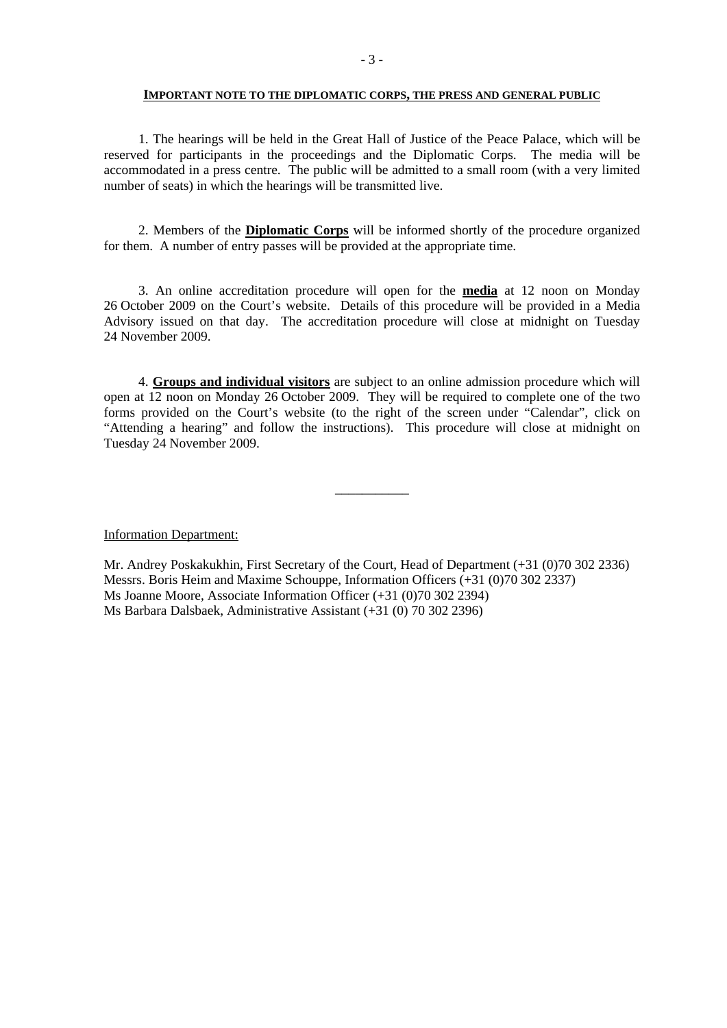**IMPORTANT NOTE TO THE DIPLOMATIC CORPS, THE PRESS AND GENERAL PUBLIC**

1. The hearings will be held in the Great Hall of Justice of the Peace Palace, which will be reserved for participants in the proceedings and the Diplomatic Corps. The media will be accommodated in a press centre. The public will be admitted to a small room (with a very limited number of seats) in which the hearings will be transmitted live.

2. Members of the **Diplomatic Corps** will be informed shortly of the procedure organized for them. A number of entry passes will be provided at the appropriate time.

3. An online accreditation procedure will open for the **media** at 12 noon on Monday 26 October 2009 on the Court's website. Details of this procedure will be provided in a Media Advisory issued on that day. The accreditation procedure will close at midnight on Tuesday 24 November 2009.

4. **Groups and individual visitors** are subject to an online admission procedure which will open at 12 noon on Monday 26 October 2009. They will be required to complete one of the two forms provided on the Court's website (to the right of the screen under "Calendar", click on "Attending a hearing" and follow the instructions). This procedure will close at midnight on Tuesday 24 November 2009.

___________

Information Department:

Mr. Andrey Poskakukhin, First Secretary of the Court, Head of Department (+31 (0)70 302 2336)
Messrs. Boris Heim and Maxime Schouppe, Information Officers (+31 (0)70 302 2337)
Ms Joanne Moore, Associate Information Officer (+31 (0)70 302 2394)
Ms Barbara Dalsbaek, Administrative Assistant (+31 (0) 70 302 2396)